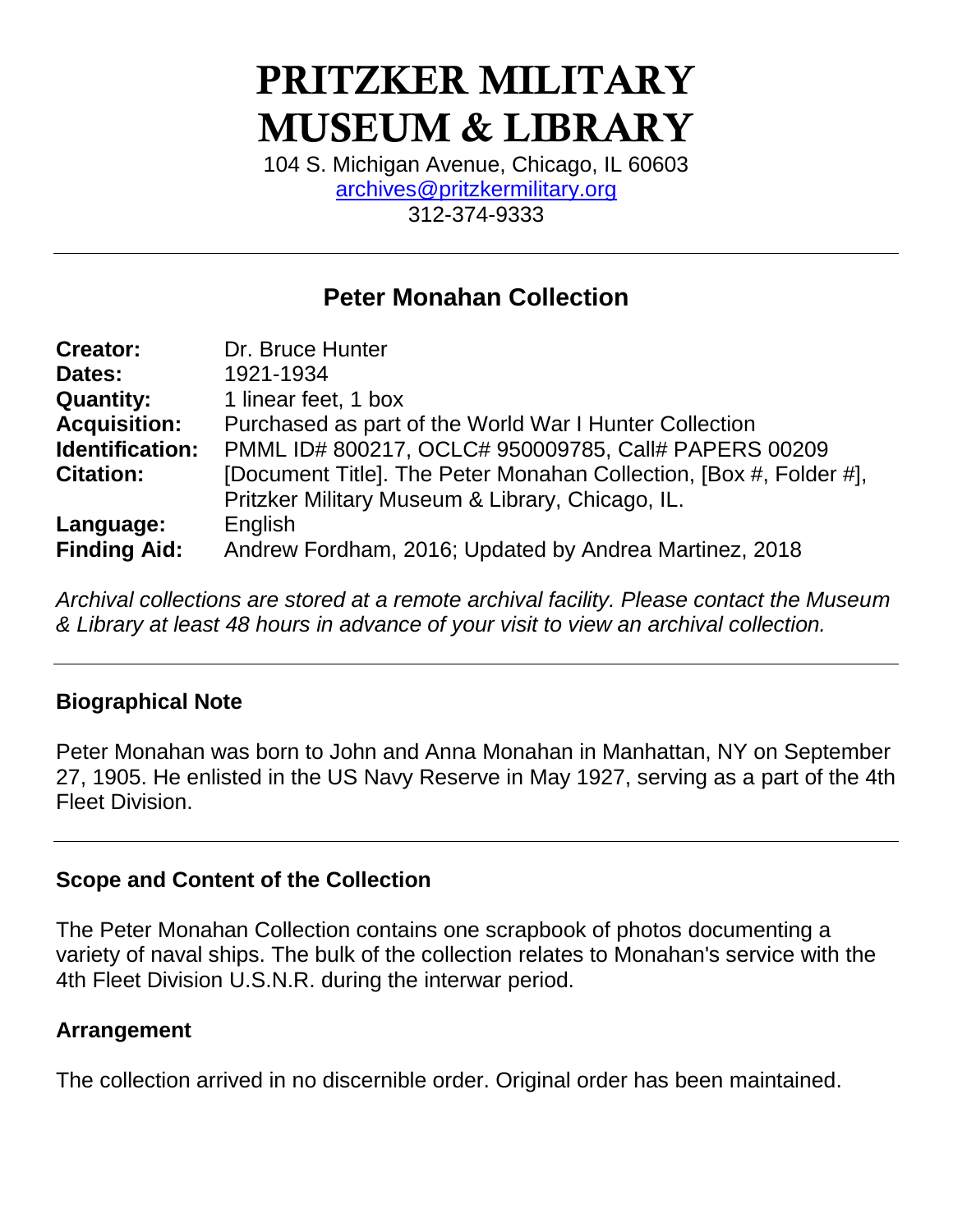# PRITZKER MILITARY MUSEUM & LIBRARY

104 S. Michigan Avenue, Chicago, IL 60603
archives@pritzkermilitary.org
312-374-9333

---

## Peter Monahan Collection

| | |
|---|---|
| **Creator:** | Dr. Bruce Hunter |
| **Dates:** | 1921-1934 |
| **Quantity:** | 1 linear feet, 1 box |
| **Acquisition:** | Purchased as part of the World War I Hunter Collection |
| **Identification:** | PMML ID# 800217, OCLC# 950009785, Call# PAPERS 00209 |
| **Citation:** | [Document Title]. The Peter Monahan Collection, [Box #, Folder #], Pritzker Military Museum & Library, Chicago, IL. |
| **Language:** | English |
| **Finding Aid:** | Andrew Fordham, 2016; Updated by Andrea Martinez, 2018 |

*Archival collections are stored at a remote archival facility. Please contact the Museum & Library at least 48 hours in advance of your visit to view an archival collection.*

---

### Biographical Note

Peter Monahan was born to John and Anna Monahan in Manhattan, NY on September 27, 1905. He enlisted in the US Navy Reserve in May 1927, serving as a part of the 4th Fleet Division.

---

### Scope and Content of the Collection

The Peter Monahan Collection contains one scrapbook of photos documenting a variety of naval ships. The bulk of the collection relates to Monahan's service with the 4th Fleet Division U.S.N.R. during the interwar period.

### Arrangement

The collection arrived in no discernible order. Original order has been maintained.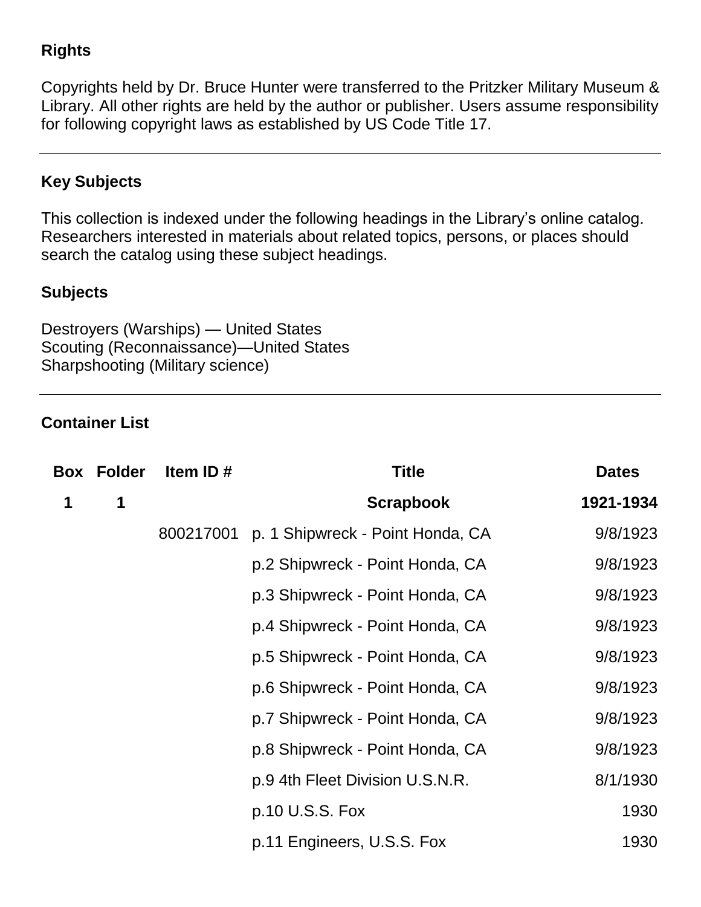## Rights

Copyrights held by Dr. Bruce Hunter were transferred to the Pritzker Military Museum & Library. All other rights are held by the author or publisher. Users assume responsibility for following copyright laws as established by US Code Title 17.

---

## Key Subjects

This collection is indexed under the following headings in the Library's online catalog. Researchers interested in materials about related topics, persons, or places should search the catalog using these subject headings.

### Subjects

Destroyers (Warships) — United States
Scouting (Reconnaissance)—United States
Sharpshooting (Military science)

---

## Container List

| Box | Folder | Item ID # | Title | Dates |
|---|---|---|---|---|
| **1** | **1** | | **Scrapbook** | **1921-1934** |
| | | 800217001 | p. 1 Shipwreck - Point Honda, CA | 9/8/1923 |
| | | | p.2 Shipwreck - Point Honda, CA | 9/8/1923 |
| | | | p.3 Shipwreck - Point Honda, CA | 9/8/1923 |
| | | | p.4 Shipwreck - Point Honda, CA | 9/8/1923 |
| | | | p.5 Shipwreck - Point Honda, CA | 9/8/1923 |
| | | | p.6 Shipwreck - Point Honda, CA | 9/8/1923 |
| | | | p.7 Shipwreck - Point Honda, CA | 9/8/1923 |
| | | | p.8 Shipwreck - Point Honda, CA | 9/8/1923 |
| | | | p.9 4th Fleet Division U.S.N.R. | 8/1/1930 |
| | | | p.10 U.S.S. Fox | 1930 |
| | | | p.11 Engineers, U.S.S. Fox | 1930 |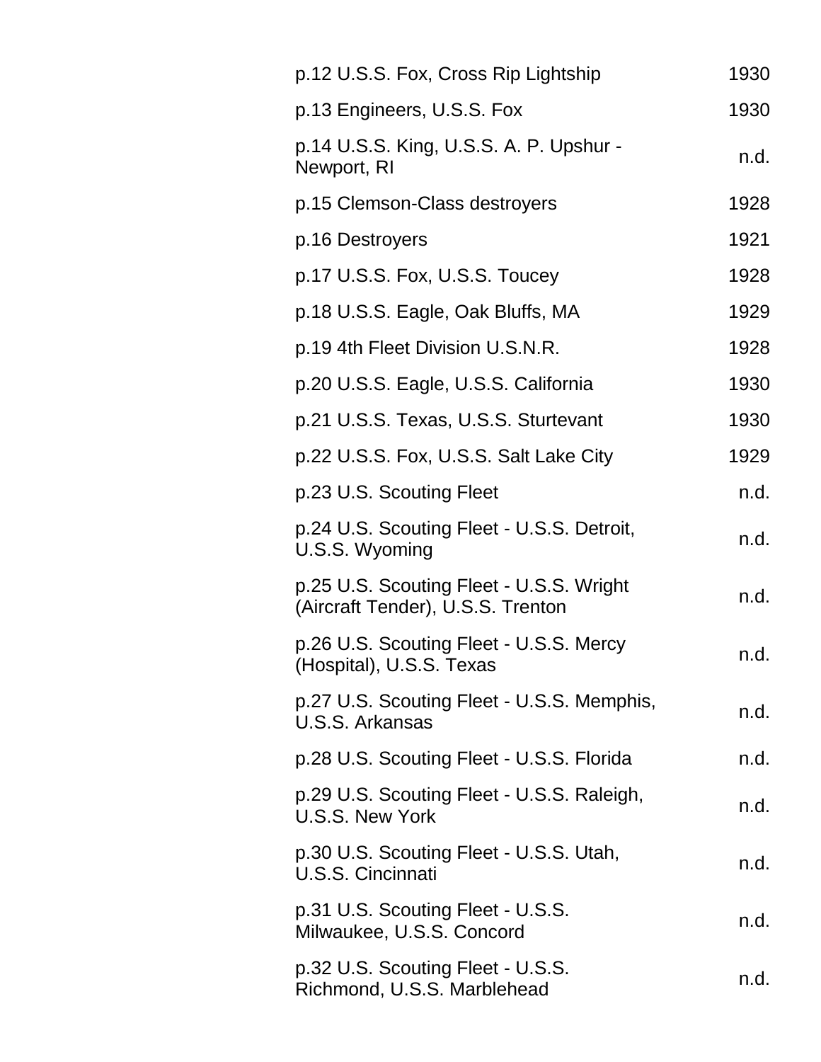| | |
|---|---|
| p.12 U.S.S. Fox, Cross Rip Lightship | 1930 |
| p.13 Engineers, U.S.S. Fox | 1930 |
| p.14 U.S.S. King, U.S.S. A. P. Upshur - Newport, RI | n.d. |
| p.15 Clemson-Class destroyers | 1928 |
| p.16 Destroyers | 1921 |
| p.17 U.S.S. Fox, U.S.S. Toucey | 1928 |
| p.18 U.S.S. Eagle, Oak Bluffs, MA | 1929 |
| p.19 4th Fleet Division U.S.N.R. | 1928 |
| p.20 U.S.S. Eagle, U.S.S. California | 1930 |
| p.21 U.S.S. Texas, U.S.S. Sturtevant | 1930 |
| p.22 U.S.S. Fox, U.S.S. Salt Lake City | 1929 |
| p.23 U.S. Scouting Fleet | n.d. |
| p.24 U.S. Scouting Fleet - U.S.S. Detroit, U.S.S. Wyoming | n.d. |
| p.25 U.S. Scouting Fleet - U.S.S. Wright (Aircraft Tender), U.S.S. Trenton | n.d. |
| p.26 U.S. Scouting Fleet - U.S.S. Mercy (Hospital), U.S.S. Texas | n.d. |
| p.27 U.S. Scouting Fleet - U.S.S. Memphis, U.S.S. Arkansas | n.d. |
| p.28 U.S. Scouting Fleet - U.S.S. Florida | n.d. |
| p.29 U.S. Scouting Fleet - U.S.S. Raleigh, U.S.S. New York | n.d. |
| p.30 U.S. Scouting Fleet - U.S.S. Utah, U.S.S. Cincinnati | n.d. |
| p.31 U.S. Scouting Fleet - U.S.S. Milwaukee, U.S.S. Concord | n.d. |
| p.32 U.S. Scouting Fleet - U.S.S. Richmond, U.S.S. Marblehead | n.d. |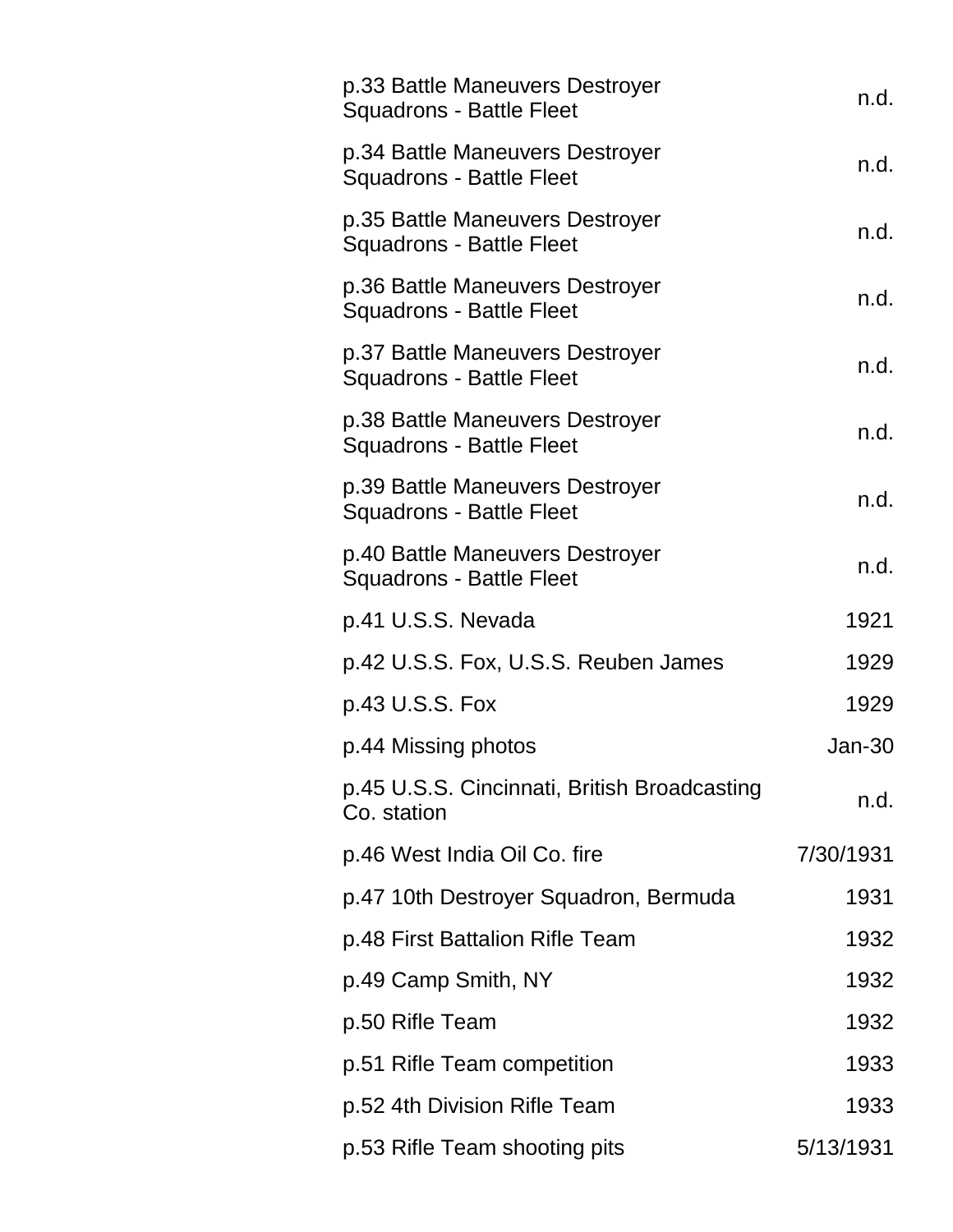| | |
|---|---|
| p.33 Battle Maneuvers Destroyer Squadrons - Battle Fleet | n.d. |
| p.34 Battle Maneuvers Destroyer Squadrons - Battle Fleet | n.d. |
| p.35 Battle Maneuvers Destroyer Squadrons - Battle Fleet | n.d. |
| p.36 Battle Maneuvers Destroyer Squadrons - Battle Fleet | n.d. |
| p.37 Battle Maneuvers Destroyer Squadrons - Battle Fleet | n.d. |
| p.38 Battle Maneuvers Destroyer Squadrons - Battle Fleet | n.d. |
| p.39 Battle Maneuvers Destroyer Squadrons - Battle Fleet | n.d. |
| p.40 Battle Maneuvers Destroyer Squadrons - Battle Fleet | n.d. |
| p.41 U.S.S. Nevada | 1921 |
| p.42 U.S.S. Fox, U.S.S. Reuben James | 1929 |
| p.43 U.S.S. Fox | 1929 |
| p.44 Missing photos | Jan-30 |
| p.45 U.S.S. Cincinnati, British Broadcasting Co. station | n.d. |
| p.46 West India Oil Co. fire | 7/30/1931 |
| p.47 10th Destroyer Squadron, Bermuda | 1931 |
| p.48 First Battalion Rifle Team | 1932 |
| p.49 Camp Smith, NY | 1932 |
| p.50 Rifle Team | 1932 |
| p.51 Rifle Team competition | 1933 |
| p.52 4th Division Rifle Team | 1933 |
| p.53 Rifle Team shooting pits | 5/13/1931 |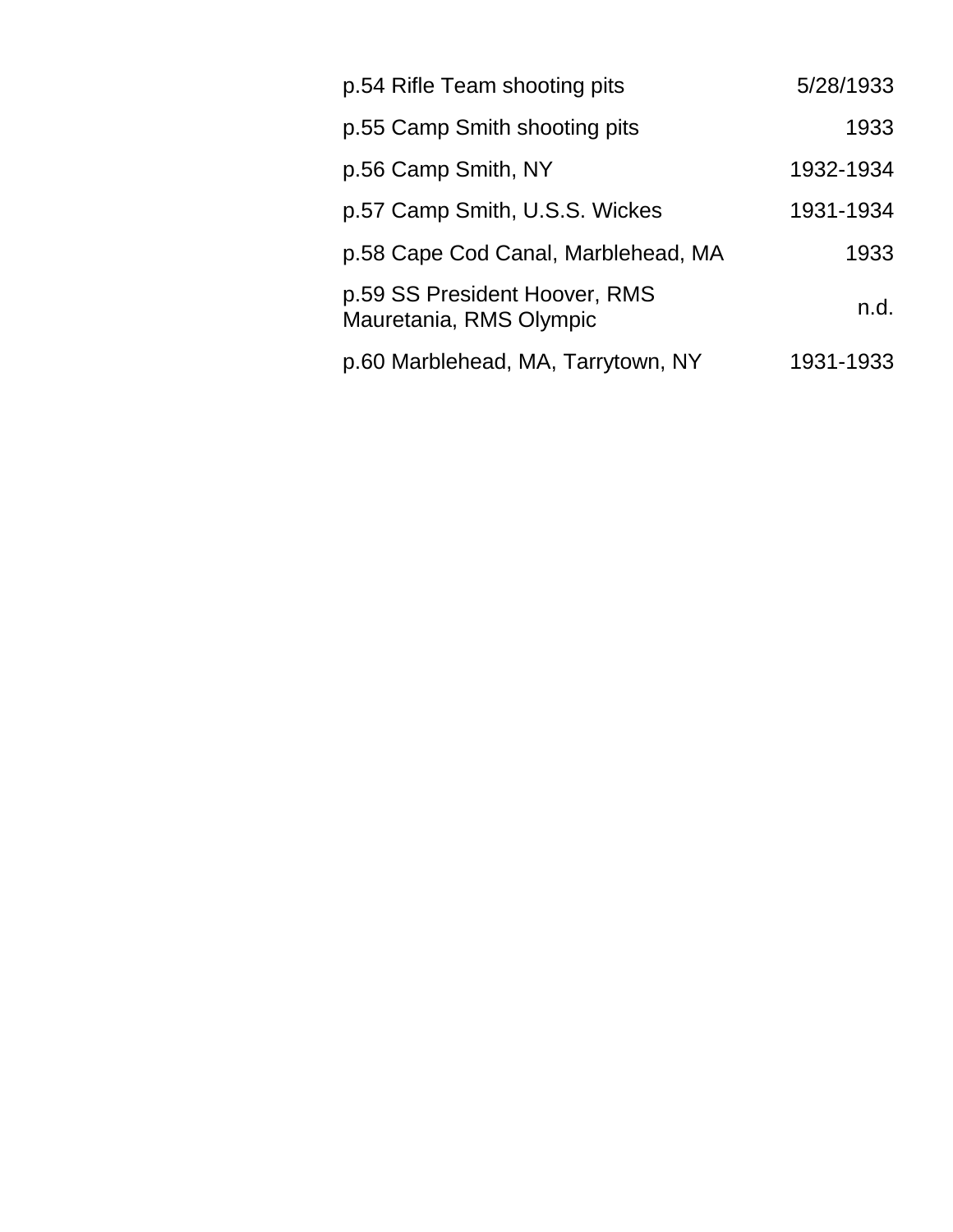| | |
|---|---|
| p.54 Rifle Team shooting pits | 5/28/1933 |
| p.55 Camp Smith shooting pits | 1933 |
| p.56 Camp Smith, NY | 1932-1934 |
| p.57 Camp Smith, U.S.S. Wickes | 1931-1934 |
| p.58 Cape Cod Canal, Marblehead, MA | 1933 |
| p.59 SS President Hoover, RMS Mauretania, RMS Olympic | n.d. |
| p.60 Marblehead, MA, Tarrytown, NY | 1931-1933 |